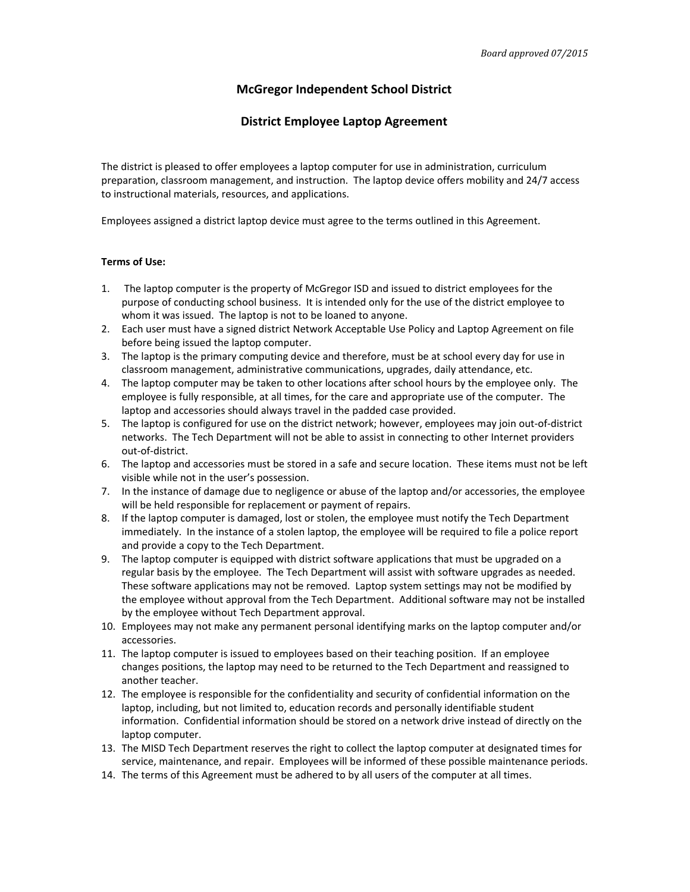*Board approved 07/2015*

## McGregor Independent School District

## District Employee Laptop Agreement

The district is pleased to offer employees a laptop computer for use in administration, curriculum preparation, classroom management, and instruction. The laptop device offers mobility and 24/7 access to instructional materials, resources, and applications.

Employees assigned a district laptop device must agree to the terms outlined in this Agreement.

**Terms of Use:**

1. The laptop computer is the property of McGregor ISD and issued to district employees for the purpose of conducting school business. It is intended only for the use of the district employee to whom it was issued. The laptop is not to be loaned to anyone.
2. Each user must have a signed district Network Acceptable Use Policy and Laptop Agreement on file before being issued the laptop computer.
3. The laptop is the primary computing device and therefore, must be at school every day for use in classroom management, administrative communications, upgrades, daily attendance, etc.
4. The laptop computer may be taken to other locations after school hours by the employee only. The employee is fully responsible, at all times, for the care and appropriate use of the computer. The laptop and accessories should always travel in the padded case provided.
5. The laptop is configured for use on the district network; however, employees may join out-of-district networks. The Tech Department will not be able to assist in connecting to other Internet providers out-of-district.
6. The laptop and accessories must be stored in a safe and secure location. These items must not be left visible while not in the user's possession.
7. In the instance of damage due to negligence or abuse of the laptop and/or accessories, the employee will be held responsible for replacement or payment of repairs.
8. If the laptop computer is damaged, lost or stolen, the employee must notify the Tech Department immediately. In the instance of a stolen laptop, the employee will be required to file a police report and provide a copy to the Tech Department.
9. The laptop computer is equipped with district software applications that must be upgraded on a regular basis by the employee. The Tech Department will assist with software upgrades as needed. These software applications may not be removed. Laptop system settings may not be modified by the employee without approval from the Tech Department. Additional software may not be installed by the employee without Tech Department approval.
10. Employees may not make any permanent personal identifying marks on the laptop computer and/or accessories.
11. The laptop computer is issued to employees based on their teaching position. If an employee changes positions, the laptop may need to be returned to the Tech Department and reassigned to another teacher.
12. The employee is responsible for the confidentiality and security of confidential information on the laptop, including, but not limited to, education records and personally identifiable student information. Confidential information should be stored on a network drive instead of directly on the laptop computer.
13. The MISD Tech Department reserves the right to collect the laptop computer at designated times for service, maintenance, and repair. Employees will be informed of these possible maintenance periods.
14. The terms of this Agreement must be adhered to by all users of the computer at all times.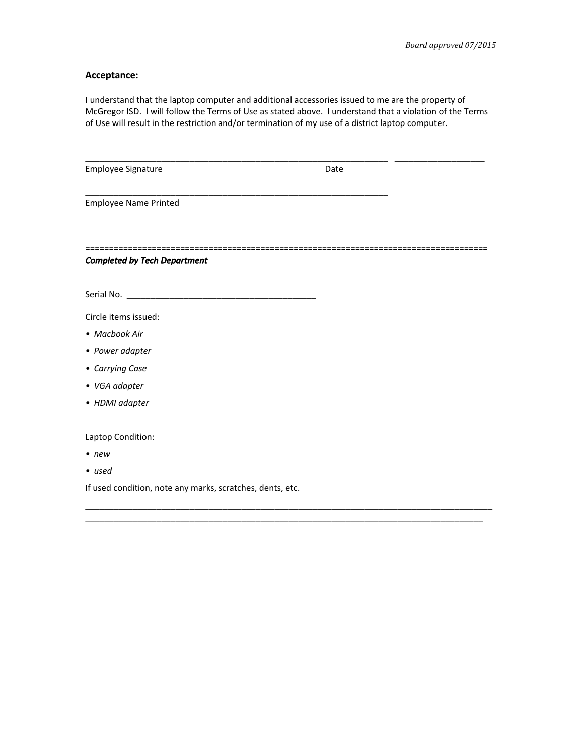*Board approved 07/2015*

## Acceptance:

I understand that the laptop computer and additional accessories issued to me are the property of McGregor ISD. I will follow the Terms of Use as stated above. I understand that a violation of the Terms of Use will result in the restriction and/or termination of my use of a district laptop computer.

_________________________________________________________________ ___________________
Employee Signature Date

_________________________________________________________________
Employee Name Printed

=====================================================================================

***Completed by Tech Department***

Serial No. ________________________________________

Circle items issued:

- *Macbook Air*
- *Power adapter*
- *Carrying Case*
- *VGA adapter*
- *HDMI adapter*

Laptop Condition:

- *new*
- *used*

If used condition, note any marks, scratches, dents, etc.

_____________________________________________________________________________________
_____________________________________________________________________________________